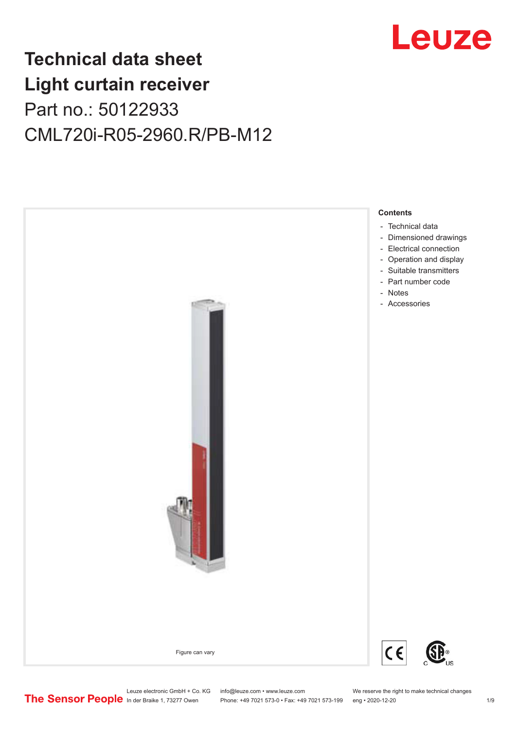# Technical data sheet
# Light curtain receiver
Part no.: 50122933
CML720i-R05-2960.R/PB-M12

Figure can vary

**Contents**

- Technical data
- Dimensioned drawings
- Electrical connection
- Operation and display
- Suitable transmitters
- Part number code
- Notes
- Accessories

Leuze electronic GmbH + Co. KG
In der Braike 1, 73277 Owen

info@leuze.com • www.leuze.com
Phone: +49 7021 573-0 • Fax: +49 7021 573-199

We reserve the right to make technical changes
eng • 2020-12-20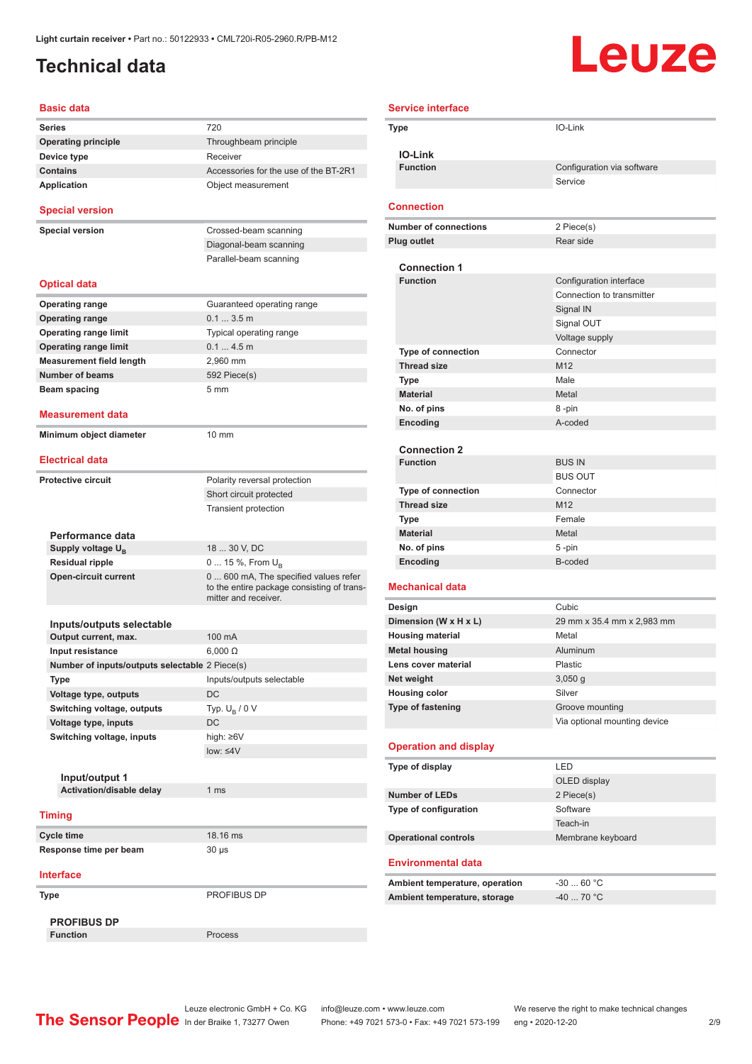Light curtain receiver • Part no.: 50122933 • CML720i-R05-2960.R/PB-M12

# Technical data

## Basic data

| | |
|---|---|
| Series | 720 |
| Operating principle | Throughbeam principle |
| Device type | Receiver |
| Contains | Accessories for the use of the BT-2R1 |
| Application | Object measurement |

## Special version

| | |
|---|---|
| Special version | Crossed-beam scanning |
| | Diagonal-beam scanning |
| | Parallel-beam scanning |

## Optical data

| | |
|---|---|
| Operating range | Guaranteed operating range |
| Operating range | 0.1 ... 3.5 m |
| Operating range limit | Typical operating range |
| Operating range limit | 0.1 ... 4.5 m |
| Measurement field length | 2,960 mm |
| Number of beams | 592 Piece(s) |
| Beam spacing | 5 mm |

## Measurement data

| | |
|---|---|
| Minimum object diameter | 10 mm |

## Electrical data

| | |
|---|---|
| Protective circuit | Polarity reversal protection |
| | Short circuit protected |
| | Transient protection |

### Performance data

| | |
|---|---|
| Supply voltage $U_B$ | 18 ... 30 V, DC |
| Residual ripple | 0 ... 15 %, From $U_B$ |
| Open-circuit current | 0 ... 600 mA, The specified values refer to the entire package consisting of transmitter and receiver. |

### Inputs/outputs selectable

| | |
|---|---|
| Output current, max. | 100 mA |
| Input resistance | 6,000 Ω |
| Number of inputs/outputs selectable | 2 Piece(s) |
| Type | Inputs/outputs selectable |
| Voltage type, outputs | DC |
| Switching voltage, outputs | Typ. $U_B$ / 0 V |
| Voltage type, inputs | DC |
| Switching voltage, inputs | high: ≥6V |
| | low: ≤4V |

#### Input/output 1

| | |
|---|---|
| Activation/disable delay | 1 ms |

## Timing

| | |
|---|---|
| Cycle time | 18.16 ms |
| Response time per beam | 30 µs |

## Interface

| | |
|---|---|
| Type | PROFIBUS DP |

### PROFIBUS DP

| | |
|---|---|
| Function | Process |

## Service interface

| | |
|---|---|
| Type | IO-Link |

### IO-Link

| | |
|---|---|
| Function | Configuration via software |
| | Service |

## Connection

| | |
|---|---|
| Number of connections | 2 Piece(s) |
| Plug outlet | Rear side |

### Connection 1

| | |
|---|---|
| Function | Configuration interface |
| | Connection to transmitter |
| | Signal IN |
| | Signal OUT |
| | Voltage supply |
| Type of connection | Connector |
| Thread size | M12 |
| Type | Male |
| Material | Metal |
| No. of pins | 8 -pin |
| Encoding | A-coded |

### Connection 2

| | |
|---|---|
| Function | BUS IN |
| | BUS OUT |
| Type of connection | Connector |
| Thread size | M12 |
| Type | Female |
| Material | Metal |
| No. of pins | 5 -pin |
| Encoding | B-coded |

## Mechanical data

| | |
|---|---|
| Design | Cubic |
| Dimension (W x H x L) | 29 mm x 35.4 mm x 2,983 mm |
| Housing material | Metal |
| Metal housing | Aluminum |
| Lens cover material | Plastic |
| Net weight | 3,050 g |
| Housing color | Silver |
| Type of fastening | Groove mounting |
| | Via optional mounting device |

## Operation and display

| | |
|---|---|
| Type of display | LED |
| | OLED display |
| Number of LEDs | 2 Piece(s) |
| Type of configuration | Software |
| | Teach-in |
| Operational controls | Membrane keyboard |

## Environmental data

| | |
|---|---|
| Ambient temperature, operation | -30 ... 60 °C |
| Ambient temperature, storage | -40 ... 70 °C |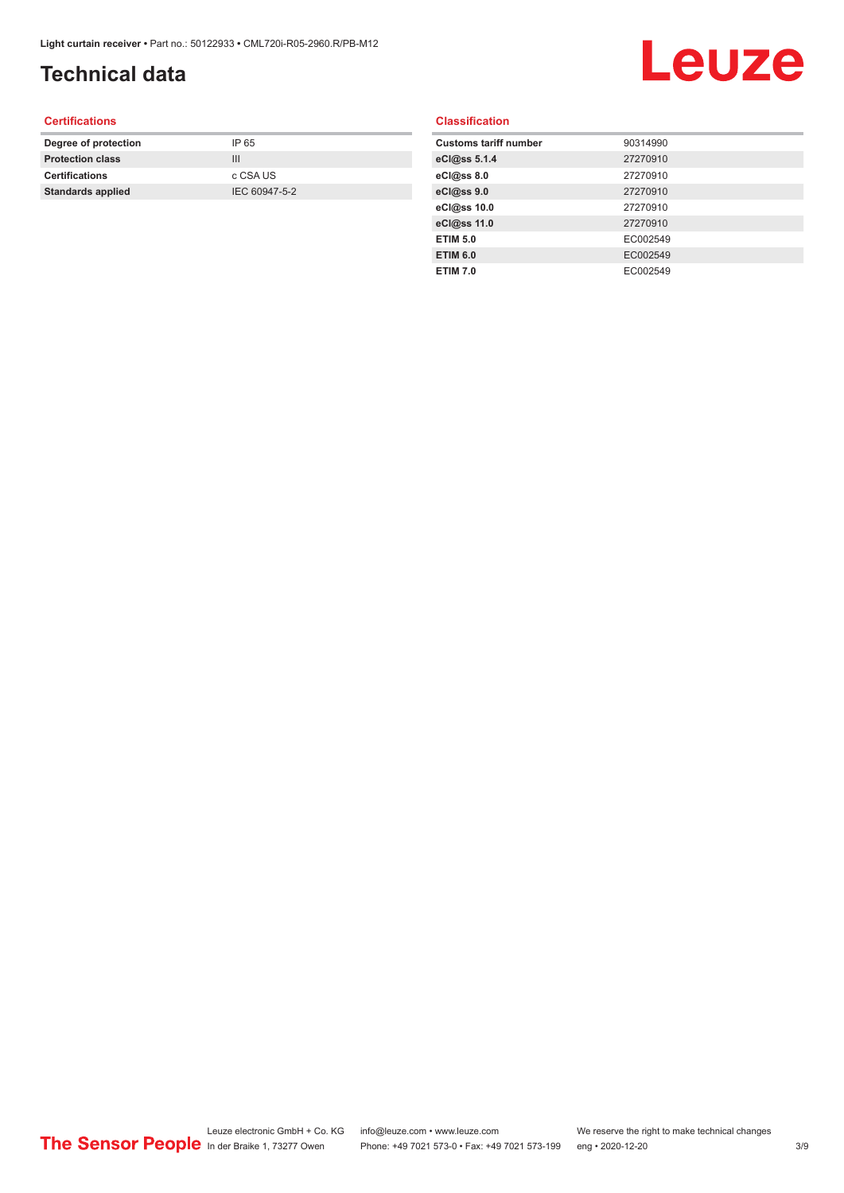# Technical data

## Certifications

| Degree of protection | IP 65 |
|---|---|
| Protection class | III |
| Certifications | c CSA US |
| Standards applied | IEC 60947-5-2 |

## Classification

| Customs tariff number | 90314990 |
|---|---|
| eCl@ss 5.1.4 | 27270910 |
| eCl@ss 8.0 | 27270910 |
| eCl@ss 9.0 | 27270910 |
| eCl@ss 10.0 | 27270910 |
| eCl@ss 11.0 | 27270910 |
| ETIM 5.0 | EC002549 |
| ETIM 6.0 | EC002549 |
| ETIM 7.0 | EC002549 |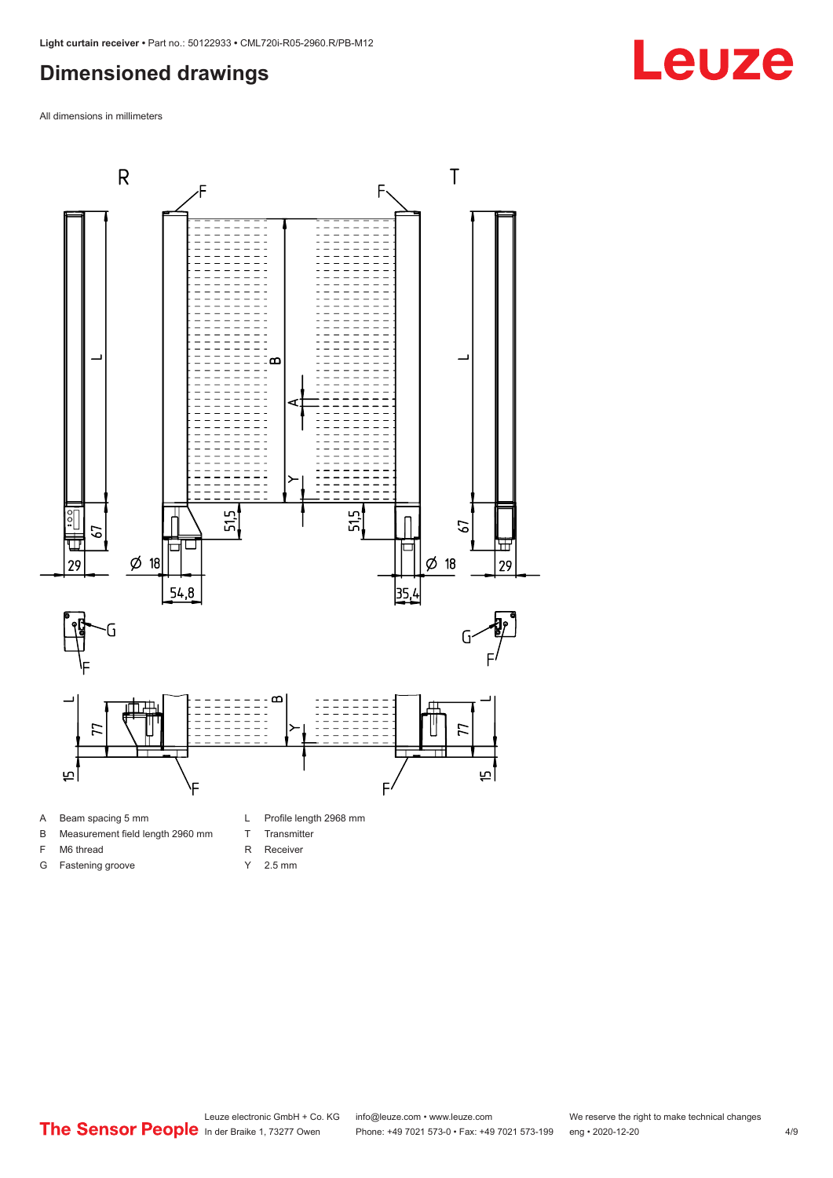# Dimensioned drawings

All dimensions in millimeters

| | | | |
|---|---|---|---|
| A | Beam spacing 5 mm | L | Profile length 2968 mm |
| B | Measurement field length 2960 mm | T | Transmitter |
| F | M6 thread | R | Receiver |
| G | Fastening groove | Y | 2.5 mm |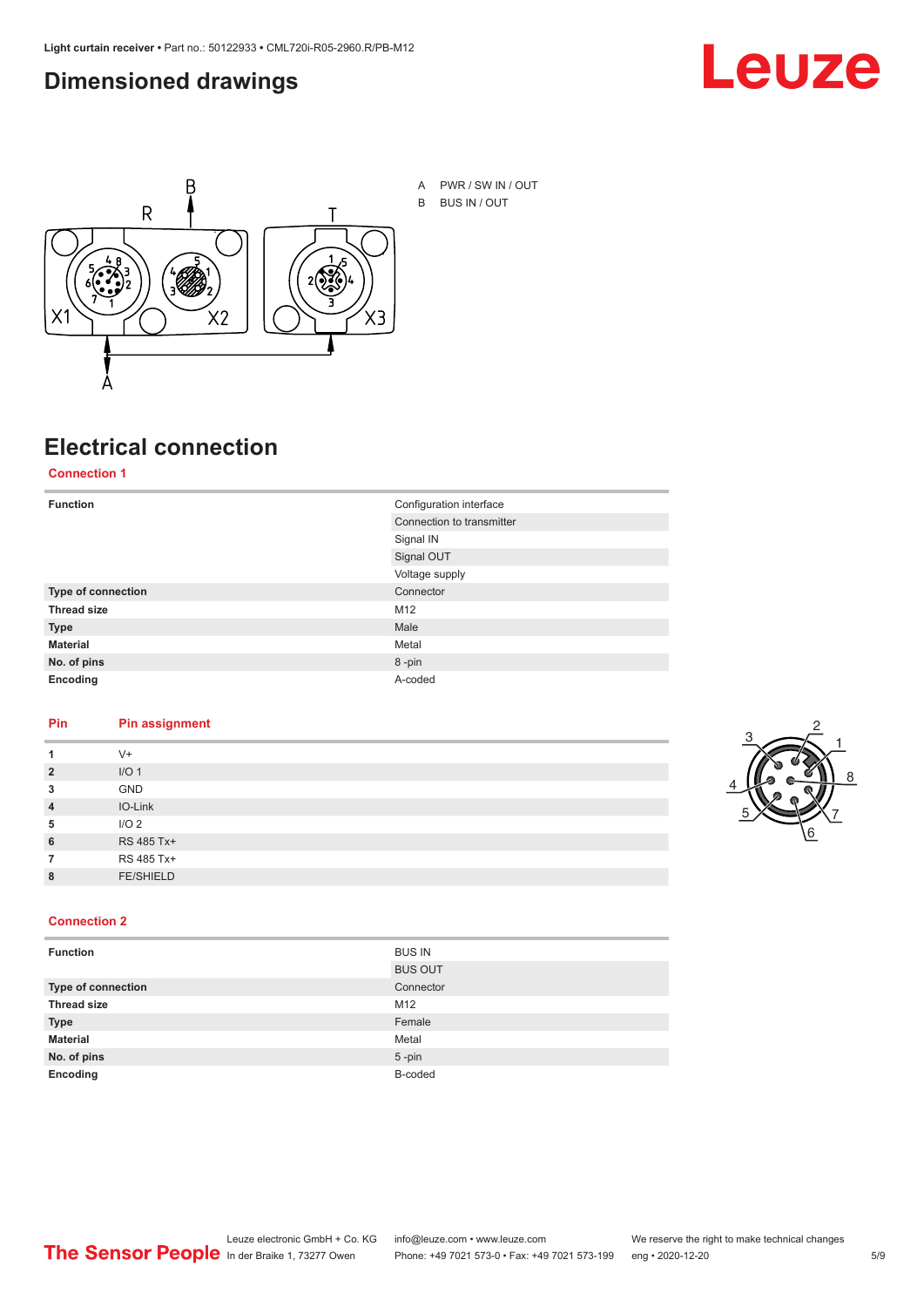## Dimensioned drawings

A PWR / SW IN / OUT

B BUS IN / OUT

## Electrical connection

### Connection 1

| | |
|---|---|
| **Function** | Configuration interface |
| | Connection to transmitter |
| | Signal IN |
| | Signal OUT |
| | Voltage supply |
| **Type of connection** | Connector |
| **Thread size** | M12 |
| **Type** | Male |
| **Material** | Metal |
| **No. of pins** | 8 -pin |
| **Encoding** | A-coded |

| Pin | Pin assignment |
|---|---|
| **1** | V+ |
| **2** | I/O 1 |
| **3** | GND |
| **4** | IO-Link |
| **5** | I/O 2 |
| **6** | RS 485 Tx+ |
| **7** | RS 485 Tx+ |
| **8** | FE/SHIELD |

### Connection 2

| | |
|---|---|
| **Function** | BUS IN |
| | BUS OUT |
| **Type of connection** | Connector |
| **Thread size** | M12 |
| **Type** | Female |
| **Material** | Metal |
| **No. of pins** | 5 -pin |
| **Encoding** | B-coded |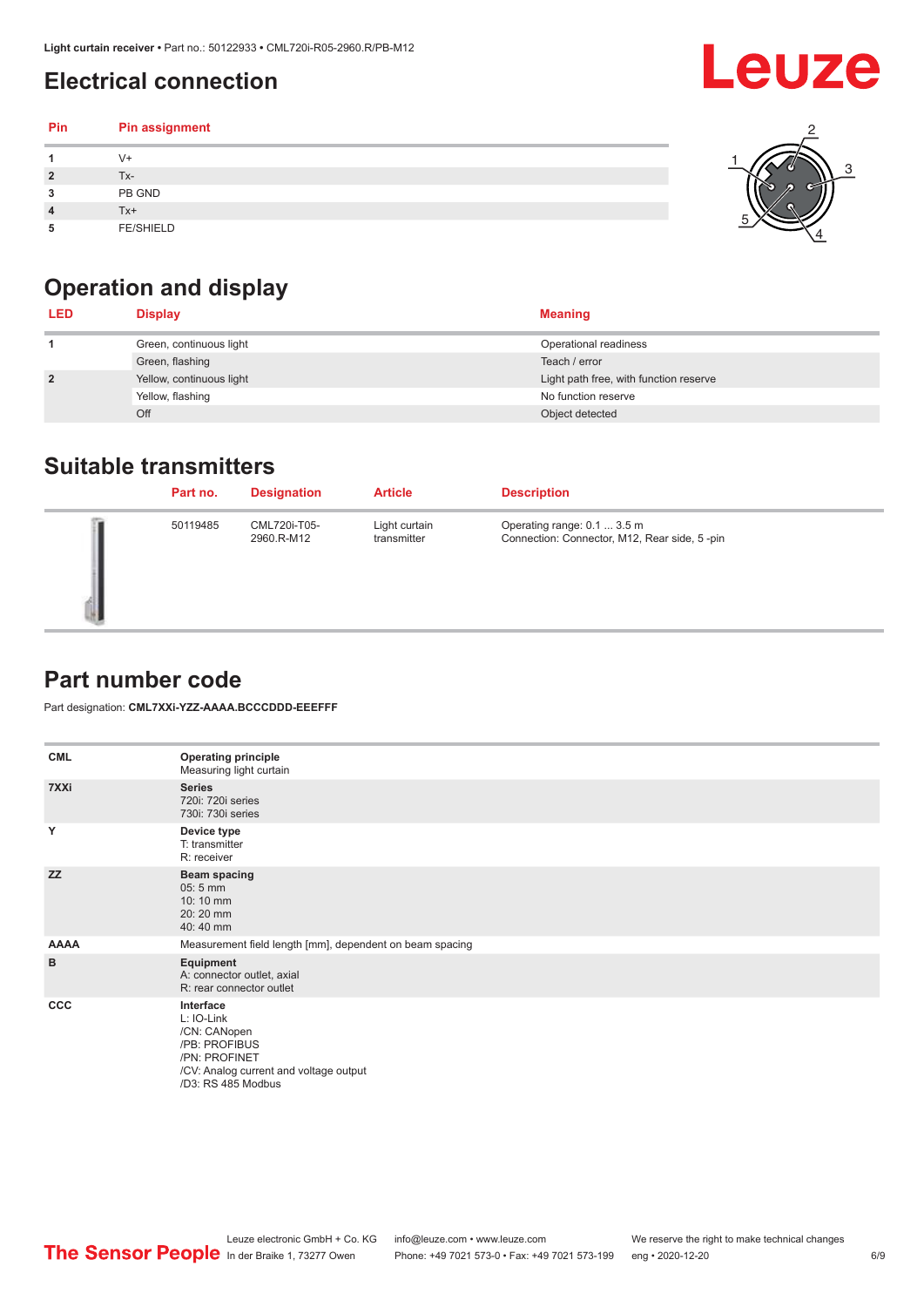## Electrical connection

| Pin | Pin assignment |
|---|---|
| 1 | V+ |
| 2 | Tx- |
| 3 | PB GND |
| 4 | Tx+ |
| 5 | FE/SHIELD |

## Operation and display

| LED | Display | Meaning |
|---|---|---|
| 1 | Green, continuous light | Operational readiness |
| | Green, flashing | Teach / error |
| 2 | Yellow, continuous light | Light path free, with function reserve |
| | Yellow, flashing | No function reserve |
| | Off | Object detected |

## Suitable transmitters

| Part no. | Designation | Article | Description |
|---|---|---|---|
| 50119485 | CML720i-T05-2960.R-M12 | Light curtain transmitter | Operating range: 0.1 ... 3.5 m<br>Connection: Connector, M12, Rear side, 5 -pin |

## Part number code

Part designation: **CML7XXi-YZZ-AAAA.BCCCDDD-EEEFFF**

| | |
|---|---|
| **CML** | **Operating principle**<br>Measuring light curtain |
| **7XXi** | **Series**<br>720i: 720i series<br>730i: 730i series |
| **Y** | **Device type**<br>T: transmitter<br>R: receiver |
| **ZZ** | **Beam spacing**<br>05: 5 mm<br>10: 10 mm<br>20: 20 mm<br>40: 40 mm |
| **AAAA** | Measurement field length [mm], dependent on beam spacing |
| **B** | **Equipment**<br>A: connector outlet, axial<br>R: rear connector outlet |
| **CCC** | **Interface**<br>L: IO-Link<br>/CN: CANopen<br>/PB: PROFIBUS<br>/PN: PROFINET<br>/CV: Analog current and voltage output<br>/D3: RS 485 Modbus |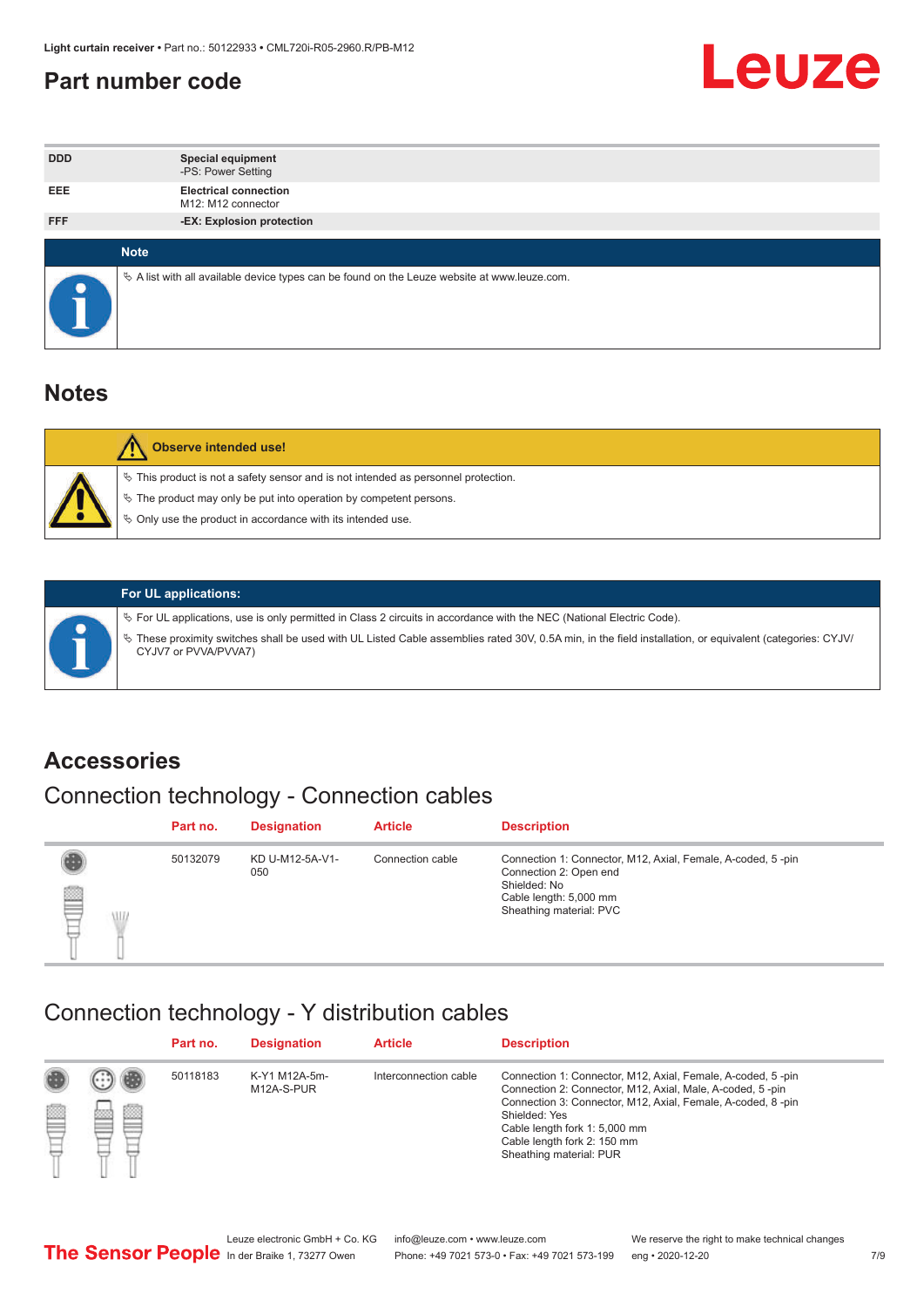# Part number code

| | |
|---|---|
| DDD | **Special equipment**<br>-PS: Power Setting |
| EEE | **Electrical connection**<br>M12: M12 connector |
| FFF | **-EX: Explosion protection** |

**Note**

- A list with all available device types can be found on the Leuze website at www.leuze.com.

# Notes

**Observe intended use!**

- This product is not a safety sensor and is not intended as personnel protection.
- The product may only be put into operation by competent persons.
- Only use the product in accordance with its intended use.

**For UL applications:**

- For UL applications, use is only permitted in Class 2 circuits in accordance with the NEC (National Electric Code).
- These proximity switches shall be used with UL Listed Cable assemblies rated 30V, 0.5A min, in the field installation, or equivalent (categories: CYJV/CYJV7 or PVVA/PVVA7)

# Accessories

## Connection technology - Connection cables

| Part no. | Designation | Article | Description |
|---|---|---|---|
| 50132079 | KD U-M12-5A-V1-050 | Connection cable | Connection 1: Connector, M12, Axial, Female, A-coded, 5 -pin<br>Connection 2: Open end<br>Shielded: No<br>Cable length: 5,000 mm<br>Sheathing material: PVC |

## Connection technology - Y distribution cables

| Part no. | Designation | Article | Description |
|---|---|---|---|
| 50118183 | K-Y1 M12A-5m-M12A-S-PUR | Interconnection cable | Connection 1: Connector, M12, Axial, Female, A-coded, 5 -pin<br>Connection 2: Connector, M12, Axial, Male, A-coded, 5 -pin<br>Connection 3: Connector, M12, Axial, Female, A-coded, 8 -pin<br>Shielded: Yes<br>Cable length fork 1: 5,000 mm<br>Cable length fork 2: 150 mm<br>Sheathing material: PUR |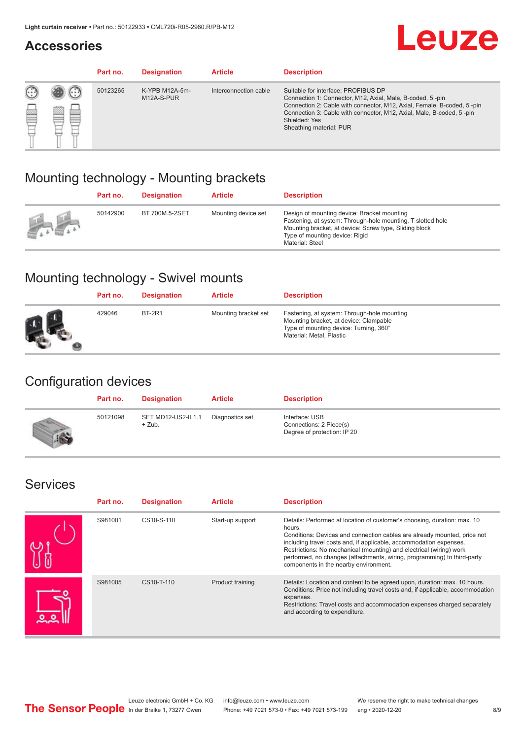## Accessories

| Part no. | Designation | Article | Description |
|---|---|---|---|
| 50123265 | K-YPB M12A-5m-M12A-S-PUR | Interconnection cable | Suitable for interface: PROFIBUS DP<br>Connection 1: Connector, M12, Axial, Male, B-coded, 5 -pin<br>Connection 2: Cable with connector, M12, Axial, Female, B-coded, 5 -pin<br>Connection 3: Cable with connector, M12, Axial, Male, B-coded, 5 -pin<br>Shielded: Yes<br>Sheathing material: PUR |

## Mounting technology - Mounting brackets

| Part no. | Designation | Article | Description |
|---|---|---|---|
| 50142900 | BT 700M.5-2SET | Mounting device set | Design of mounting device: Bracket mounting<br>Fastening, at system: Through-hole mounting, T slotted hole<br>Mounting bracket, at device: Screw type, Sliding block<br>Type of mounting device: Rigid<br>Material: Steel |

## Mounting technology - Swivel mounts

| Part no. | Designation | Article | Description |
|---|---|---|---|
| 429046 | BT-2R1 | Mounting bracket set | Fastening, at system: Through-hole mounting<br>Mounting bracket, at device: Clampable<br>Type of mounting device: Turning, 360°<br>Material: Metal, Plastic |

## Configuration devices

| Part no. | Designation | Article | Description |
|---|---|---|---|
| 50121098 | SET MD12-US2-IL1.1 + Zub. | Diagnostics set | Interface: USB<br>Connections: 2 Piece(s)<br>Degree of protection: IP 20 |

## Services

| Part no. | Designation | Article | Description |
|---|---|---|---|
| S981001 | CS10-S-110 | Start-up support | Details: Performed at location of customer's choosing, duration: max. 10 hours.<br>Conditions: Devices and connection cables are already mounted, price not including travel costs and, if applicable, accommodation expenses.<br>Restrictions: No mechanical (mounting) and electrical (wiring) work performed, no changes (attachments, wiring, programming) to third-party components in the nearby environment. |
| S981005 | CS10-T-110 | Product training | Details: Location and content to be agreed upon, duration: max. 10 hours.<br>Conditions: Price not including travel costs and, if applicable, accommodation expenses.<br>Restrictions: Travel costs and accommodation expenses charged separately and according to expenditure. |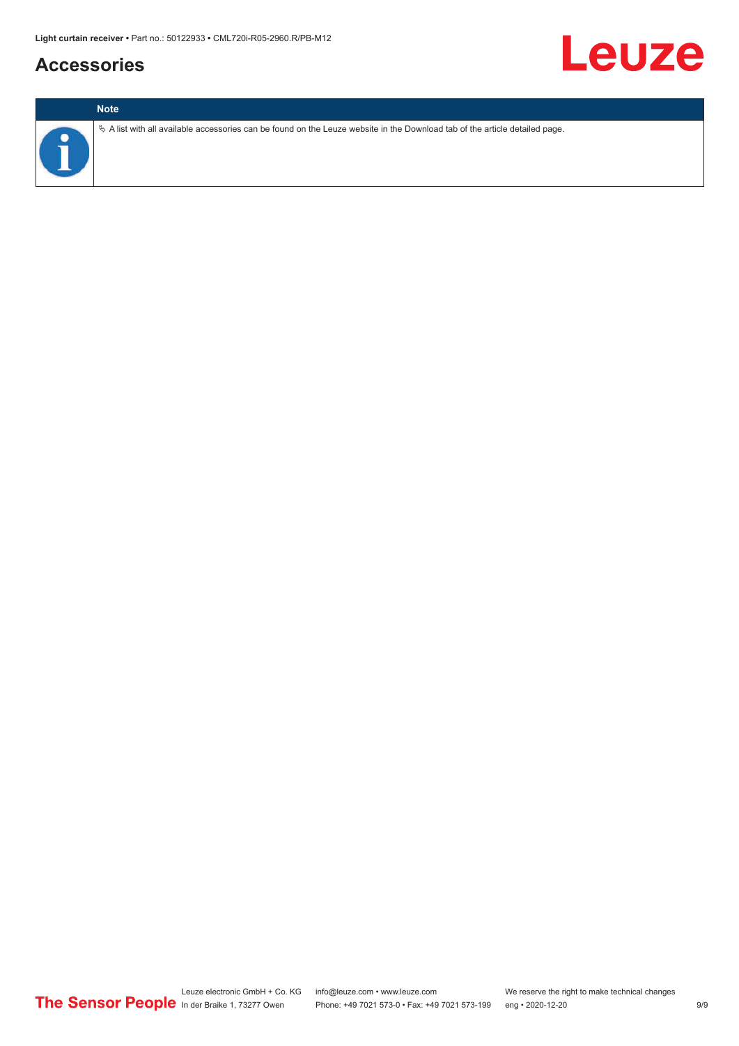## Accessories

| | Note |
|---|---|
| | ↳ A list with all available accessories can be found on the Leuze website in the Download tab of the article detailed page. |